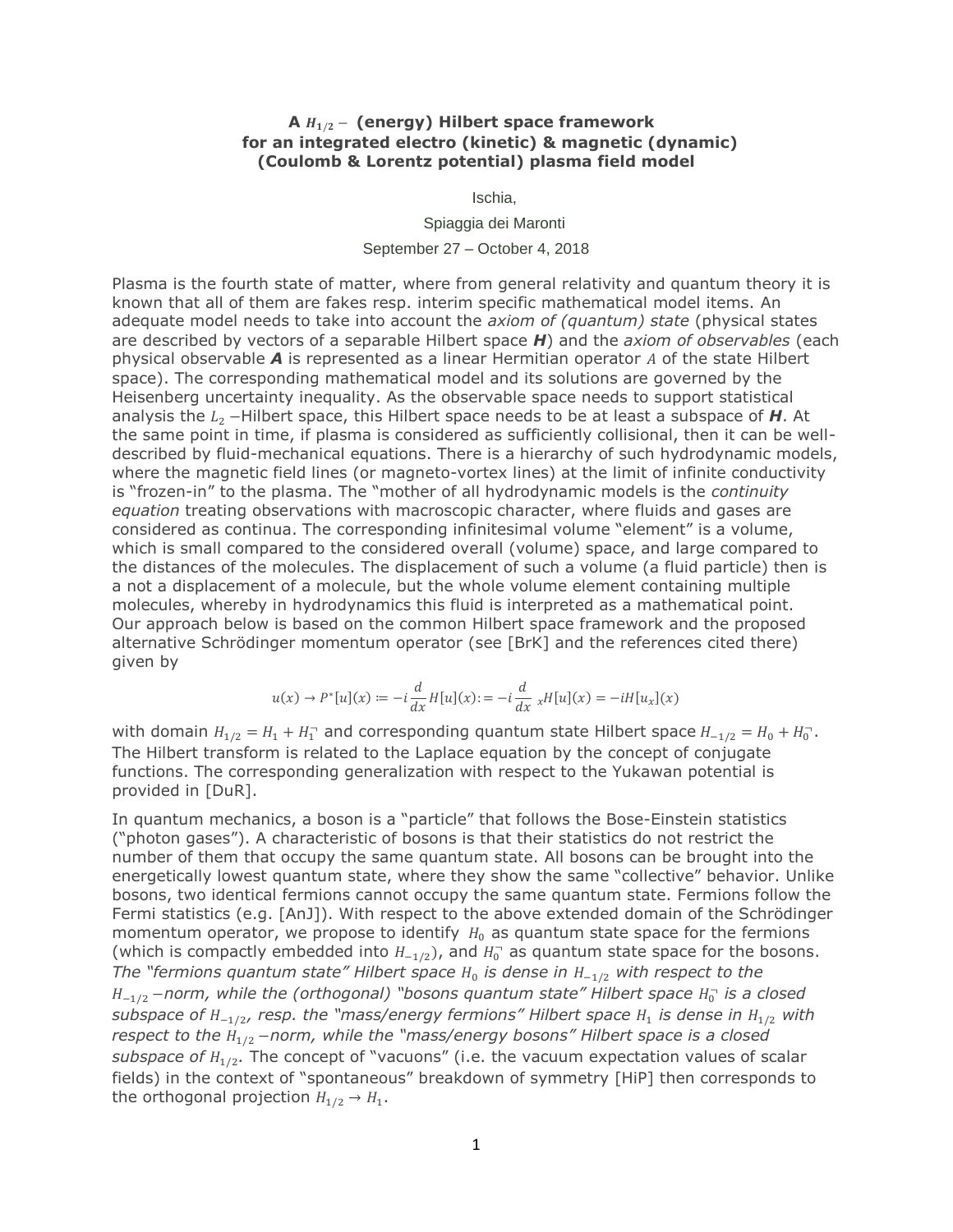# A $H_{1/2}-$ (energy) Hilbert space framework for an integrated electro (kinetic) & magnetic (dynamic) (Coulomb & Lorentz potential) plasma field model

Ischia,

Spiaggia dei Maronti

September 27 – October 4, 2018

Plasma is the fourth state of matter, where from general relativity and quantum theory it is known that all of them are fakes resp. interim specific mathematical model items. An adequate model needs to take into account the *axiom of (quantum) state* (physical states are described by vectors of a separable Hilbert space ***H***) and the *axiom of observables* (each physical observable ***A*** is represented as a linear Hermitian operator $A$ of the state Hilbert space). The corresponding mathematical model and its solutions are governed by the Heisenberg uncertainty inequality. As the observable space needs to support statistical analysis the $L_2$ −Hilbert space, this Hilbert space needs to be at least a subspace of ***H***. At the same point in time, if plasma is considered as sufficiently collisional, then it can be well-described by fluid-mechanical equations. There is a hierarchy of such hydrodynamic models, where the magnetic field lines (or magneto-vortex lines) at the limit of infinite conductivity is "frozen-in" to the plasma. The "mother of all hydrodynamic models is the *continuity equation* treating observations with macroscopic character, where fluids and gases are considered as continua. The corresponding infinitesimal volume "element" is a volume, which is small compared to the considered overall (volume) space, and large compared to the distances of the molecules. The displacement of such a volume (a fluid particle) then is a not a displacement of a molecule, but the whole volume element containing multiple molecules, whereby in hydrodynamics this fluid is interpreted as a mathematical point. Our approach below is based on the common Hilbert space framework and the proposed alternative Schrödinger momentum operator (see [BrK] and the references cited there) given by

$$u(x) \to P^*[u](x) := -i\frac{d}{dx}H[u](x) := -i\frac{d}{dx}{}_xH[u](x) = -iH[u_x](x)$$

with domain $H_{1/2} = H_1 + H_1^{\urcorner}$ and corresponding quantum state Hilbert space $H_{-1/2} = H_0 + H_0^{\urcorner}$. The Hilbert transform is related to the Laplace equation by the concept of conjugate functions. The corresponding generalization with respect to the Yukawan potential is provided in [DuR].

In quantum mechanics, a boson is a "particle" that follows the Bose-Einstein statistics ("photon gases"). A characteristic of bosons is that their statistics do not restrict the number of them that occupy the same quantum state. All bosons can be brought into the energetically lowest quantum state, where they show the same "collective" behavior. Unlike bosons, two identical fermions cannot occupy the same quantum state. Fermions follow the Fermi statistics (e.g. [AnJ]). With respect to the above extended domain of the Schrödinger momentum operator, we propose to identify $H_0$ as quantum state space for the fermions (which is compactly embedded into $H_{-1/2}$), and $H_0^{\urcorner}$ as quantum state space for the bosons. *The "fermions quantum state" Hilbert space $H_0$ is dense in $H_{-1/2}$ with respect to the $H_{-1/2}$ −norm, while the (orthogonal) "bosons quantum state" Hilbert space $H_0^{\urcorner}$ is a closed subspace of $H_{-1/2}$, resp. the "mass/energy fermions" Hilbert space $H_1$ is dense in $H_{1/2}$ with respect to the $H_{1/2}$ −norm, while the "mass/energy bosons" Hilbert space is a closed subspace of $H_{1/2}$.* The concept of "vacuons" (i.e. the vacuum expectation values of scalar fields) in the context of "spontaneous" breakdown of symmetry [HiP] then corresponds to the orthogonal projection $H_{1/2} \to H_1$.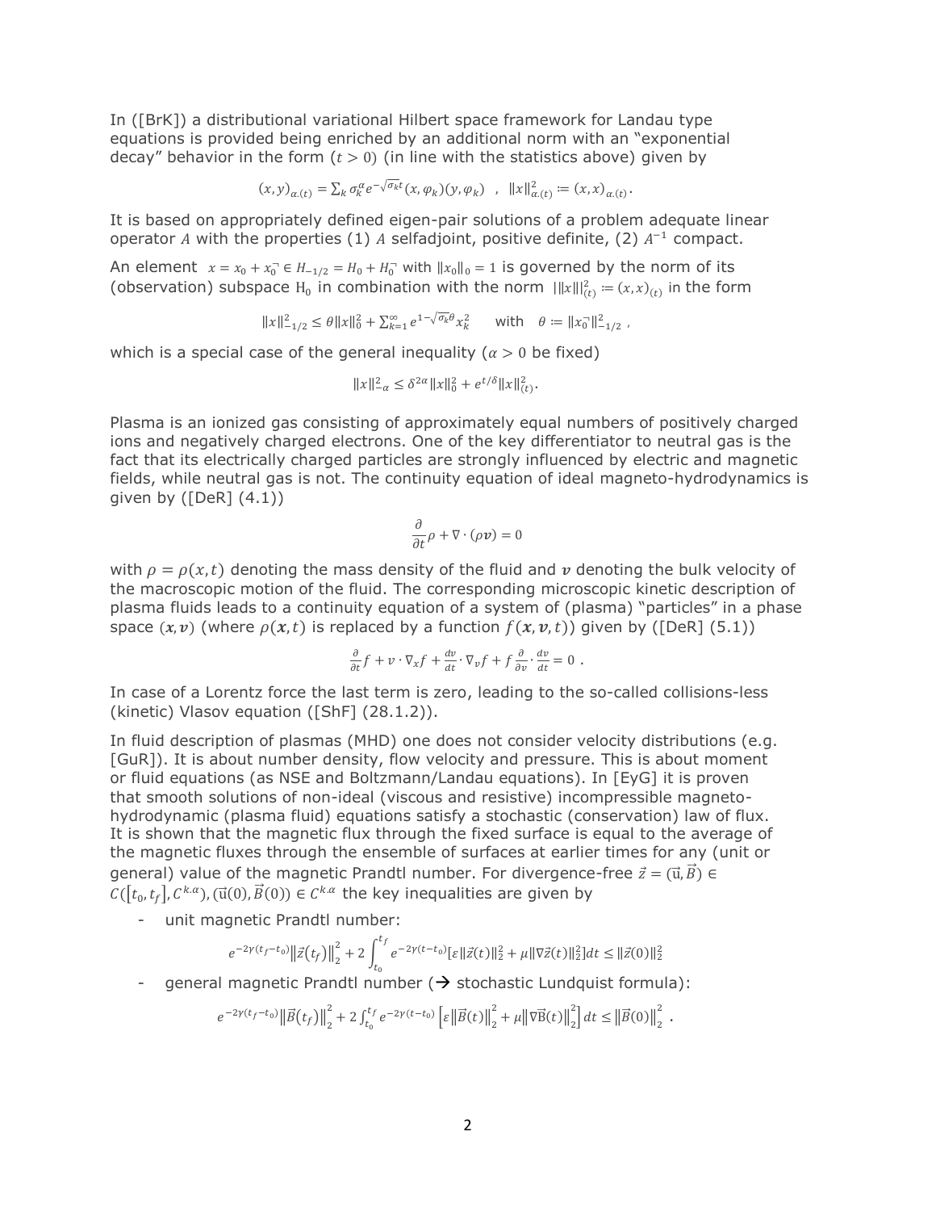In ([BrK]) a distributional variational Hilbert space framework for Landau type equations is provided being enriched by an additional norm with an "exponential decay" behavior in the form ($t > 0$) (in line with the statistics above) given by

$$(x,y)_{\alpha.(t)} = \sum_k \sigma_k^{\alpha} e^{-\sqrt{\sigma_k}t}(x,\varphi_k)(y,\varphi_k) \quad , \quad \|x\|_{\alpha.(t)}^2 := (x,x)_{\alpha.(t)}.$$

It is based on appropriately defined eigen-pair solutions of a problem adequate linear operator $A$ with the properties (1) $A$ selfadjoint, positive definite, (2) $A^{-1}$ compact.

An element $x = x_0 + x_0^{\neg} \in H_{-1/2} = H_0 + H_0^{\neg}$ with $\|x_0\|_0 = 1$ is governed by the norm of its (observation) subspace $H_0$ in combination with the norm $|\|x\||_{(t)}^2 := (x,x)_{(t)}$ in the form

$$\|x\|_{-1/2}^2 \leq \theta\|x\|_0^2 + \sum_{k=1}^{\infty} e^{1-\sqrt{\sigma_k}\theta} x_k^2 \qquad \text{with} \quad \theta := \|x_0^{\neg}\|_{-1/2}^2 \, ,$$

which is a special case of the general inequality ($\alpha > 0$ be fixed)

$$\|x\|_{-\alpha}^2 \leq \delta^{2\alpha}\|x\|_0^2 + e^{t/\delta}\|x\|_{(t)}^2.$$

Plasma is an ionized gas consisting of approximately equal numbers of positively charged ions and negatively charged electrons. One of the key differentiator to neutral gas is the fact that its electrically charged particles are strongly influenced by electric and magnetic fields, while neutral gas is not. The continuity equation of ideal magneto-hydrodynamics is given by ([DeR] (4.1))

$$\frac{\partial}{\partial t}\rho + \nabla \cdot (\rho \boldsymbol{v}) = 0$$

with $\rho = \rho(x,t)$ denoting the mass density of the fluid and $\boldsymbol{v}$ denoting the bulk velocity of the macroscopic motion of the fluid. The corresponding microscopic kinetic description of plasma fluids leads to a continuity equation of a system of (plasma) "particles" in a phase space $(\boldsymbol{x},\boldsymbol{v})$ (where $\rho(x,t)$ is replaced by a function $f(\boldsymbol{x},\boldsymbol{v},t)$) given by ([DeR] (5.1))

$$\frac{\partial}{\partial t}f + v \cdot \nabla_x f + \frac{dv}{dt} \cdot \nabla_v f + f\frac{\partial}{\partial v} \cdot \frac{dv}{dt} = 0 \, .$$

In case of a Lorentz force the last term is zero, leading to the so-called collisions-less (kinetic) Vlasov equation ([ShF] (28.1.2)).

In fluid description of plasmas (MHD) one does not consider velocity distributions (e.g. [GuR]). It is about number density, flow velocity and pressure. This is about moment or fluid equations (as NSE and Boltzmann/Landau equations). In [EyG] it is proven that smooth solutions of non-ideal (viscous and resistive) incompressible magneto-hydrodynamic (plasma fluid) equations satisfy a stochastic (conservation) law of flux. It is shown that the magnetic flux through the fixed surface is equal to the average of the magnetic fluxes through the ensemble of surfaces at earlier times for any (unit or general) value of the magnetic Prandtl number. For divergence-free $\vec{z} = (\vec{u},\vec{B}) \in C([t_0,t_f],C^{k.\alpha}), (\vec{u}(0),\vec{B}(0)) \in C^{k.\alpha}$ the key inequalities are given by

- unit magnetic Prandtl number:

$$e^{-2\gamma(t_f-t_0)}\|\vec{z}(t_f)\|_2^2 + 2\int_{t_0}^{t_f} e^{-2\gamma(t-t_0)}[\varepsilon\|\vec{z}(t)\|_2^2 + \mu\|\nabla\vec{z}(t)\|_2^2]dt \leq \|\vec{z}(0)\|_2^2$$

- general magnetic Prandtl number ($\rightarrow$ stochastic Lundquist formula):

$$e^{-2\gamma(t_f-t_0)}\|\vec{B}(t_f)\|_2^2 + 2\int_{t_0}^{t_f} e^{-2\gamma(t-t_0)}\left[\varepsilon\|\vec{B}(t)\|_2^2 + \mu\|\nabla\vec{B}(t)\|_2^2\right]dt \leq \|\vec{B}(0)\|_2^2 \, .$$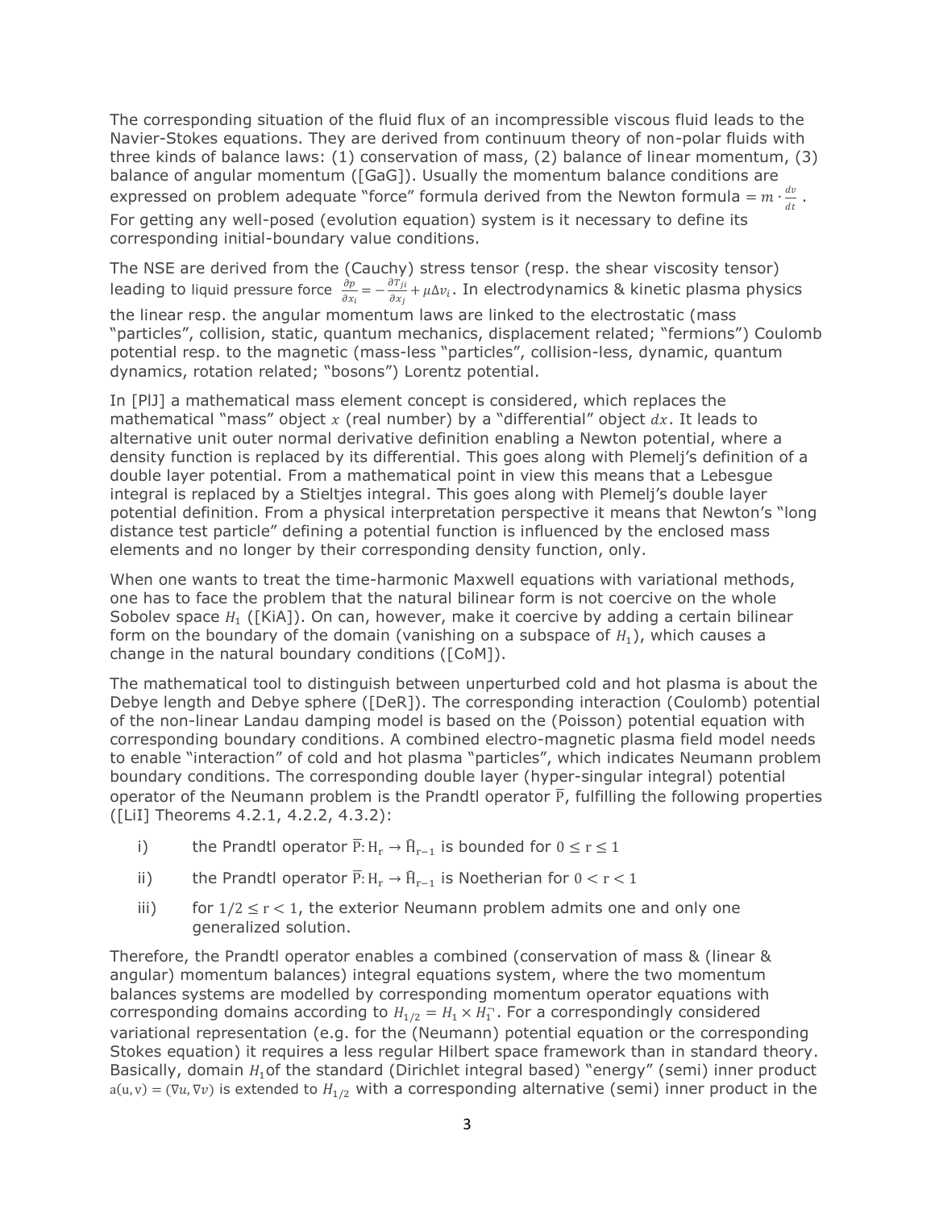The corresponding situation of the fluid flux of an incompressible viscous fluid leads to the Navier-Stokes equations. They are derived from continuum theory of non-polar fluids with three kinds of balance laws: (1) conservation of mass, (2) balance of linear momentum, (3) balance of angular momentum ([GaG]). Usually the momentum balance conditions are expressed on problem adequate "force" formula derived from the Newton formula $= m \cdot \frac{dv}{dt}$. For getting any well-posed (evolution equation) system is it necessary to define its corresponding initial-boundary value conditions.

The NSE are derived from the (Cauchy) stress tensor (resp. the shear viscosity tensor) leading to liquid pressure force $\frac{\partial p}{\partial x_i} = -\frac{\partial T_{ji}}{\partial x_j} + \mu \Delta v_i$. In electrodynamics & kinetic plasma physics the linear resp. the angular momentum laws are linked to the electrostatic (mass "particles", collision, static, quantum mechanics, displacement related; "fermions") Coulomb potential resp. to the magnetic (mass-less "particles", collision-less, dynamic, quantum dynamics, rotation related; "bosons") Lorentz potential.

In [PlJ] a mathematical mass element concept is considered, which replaces the mathematical "mass" object $x$ (real number) by a "differential" object $dx$. It leads to alternative unit outer normal derivative definition enabling a Newton potential, where a density function is replaced by its differential. This goes along with Plemelj's definition of a double layer potential. From a mathematical point in view this means that a Lebesgue integral is replaced by a Stieltjes integral. This goes along with Plemelj's double layer potential definition. From a physical interpretation perspective it means that Newton's "long distance test particle" defining a potential function is influenced by the enclosed mass elements and no longer by their corresponding density function, only.

When one wants to treat the time-harmonic Maxwell equations with variational methods, one has to face the problem that the natural bilinear form is not coercive on the whole Sobolev space $H_1$ ([KiA]). On can, however, make it coercive by adding a certain bilinear form on the boundary of the domain (vanishing on a subspace of $H_1$), which causes a change in the natural boundary conditions ([CoM]).

The mathematical tool to distinguish between unperturbed cold and hot plasma is about the Debye length and Debye sphere ([DeR]). The corresponding interaction (Coulomb) potential of the non-linear Landau damping model is based on the (Poisson) potential equation with corresponding boundary conditions. A combined electro-magnetic plasma field model needs to enable "interaction" of cold and hot plasma "particles", which indicates Neumann problem boundary conditions. The corresponding double layer (hyper-singular integral) potential operator of the Neumann problem is the Prandtl operator $\overline{\mathrm{P}}$, fulfilling the following properties ([LiI] Theorems 4.2.1, 4.2.2, 4.3.2):

i) the Prandtl operator $\overline{\mathrm{P}}: \mathrm{H}_r \rightarrow \widehat{\mathrm{H}}_{r-1}$ is bounded for $0 \leq r \leq 1$

ii) the Prandtl operator $\overline{\mathrm{P}}: \mathrm{H}_r \rightarrow \widehat{\mathrm{H}}_{r-1}$ is Noetherian for $0 < r < 1$

iii) for $1/2 \leq r < 1$, the exterior Neumann problem admits one and only one generalized solution.

Therefore, the Prandtl operator enables a combined (conservation of mass & (linear & angular) momentum balances) integral equations system, where the two momentum balances systems are modelled by corresponding momentum operator equations with corresponding domains according to $H_{1/2} = H_1 \times H_1^{\neg}$. For a correspondingly considered variational representation (e.g. for the (Neumann) potential equation or the corresponding Stokes equation) it requires a less regular Hilbert space framework than in standard theory. Basically, domain $H_1$ of the standard (Dirichlet integral based) "energy" (semi) inner product $a(u,v) = (\nabla u, \nabla v)$ is extended to $H_{1/2}$ with a corresponding alternative (semi) inner product in the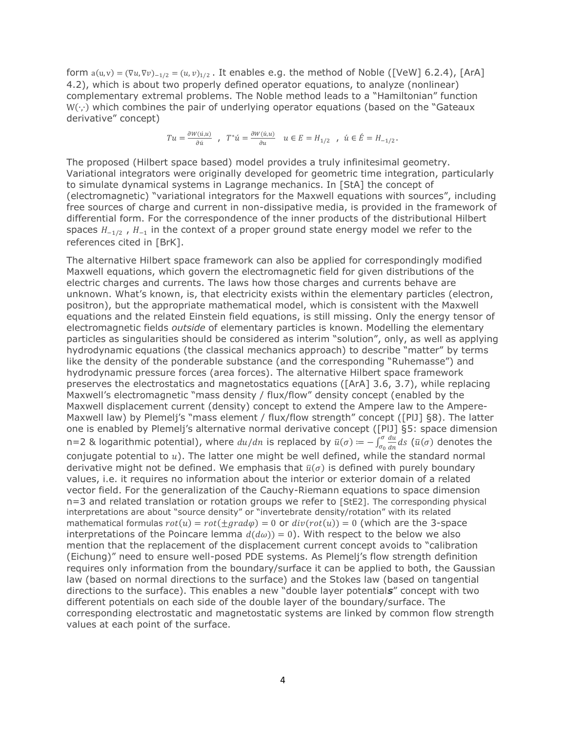form $a(u,v) = (\nabla u, \nabla v)_{-1/2} = (u,v)_{1/2}$ . It enables e.g. the method of Noble ([VeW] 6.2.4), [ArA] 4.2), which is about two properly defined operator equations, to analyze (nonlinear) complementary extremal problems. The Noble method leads to a "Hamiltonian" function $W(\cdot,\cdot)$ which combines the pair of underlying operator equations (based on the "Gateaux derivative" concept)

$$Tu = \frac{\partial W(\acute{u},u)}{\partial \acute{u}} \quad , \quad T^{*}\acute{u} = \frac{\partial W(\acute{u},u)}{\partial u} \quad u \in E = H_{1/2} \quad , \quad \acute{u} \in \acute{E} = H_{-1/2} .$$

The proposed (Hilbert space based) model provides a truly infinitesimal geometry. Variational integrators were originally developed for geometric time integration, particularly to simulate dynamical systems in Lagrange mechanics. In [StA] the concept of (electromagnetic) "variational integrators for the Maxwell equations with sources", including free sources of charge and current in non-dissipative media, is provided in the framework of differential form. For the correspondence of the inner products of the distributional Hilbert spaces $H_{-1/2}$ , $H_{-1}$ in the context of a proper ground state energy model we refer to the references cited in [BrK].

The alternative Hilbert space framework can also be applied for correspondingly modified Maxwell equations, which govern the electromagnetic field for given distributions of the electric charges and currents. The laws how those charges and currents behave are unknown. What's known, is, that electricity exists within the elementary particles (electron, positron), but the appropriate mathematical model, which is consistent with the Maxwell equations and the related Einstein field equations, is still missing. Only the energy tensor of electromagnetic fields *outside* of elementary particles is known. Modelling the elementary particles as singularities should be considered as interim "solution", only, as well as applying hydrodynamic equations (the classical mechanics approach) to describe "matter" by terms like the density of the ponderable substance (and the corresponding "Ruhemasse") and hydrodynamic pressure forces (area forces). The alternative Hilbert space framework preserves the electrostatics and magnetostatics equations ([ArA] 3.6, 3.7), while replacing Maxwell's electromagnetic "mass density / flux/flow" density concept (enabled by the Maxwell displacement current (density) concept to extend the Ampere law to the Ampere-Maxwell law) by Plemelj's "mass element / flux/flow strength" concept ([PlJ] §8). The latter one is enabled by Plemelj's alternative normal derivative concept ([PlJ] §5: space dimension n=2 & logarithmic potential), where $du/dn$ is replaced by $\bar{u}(\sigma) := -\int_{\sigma_0}^{\sigma} \frac{du}{dn} ds$ ($\bar{u}(\sigma)$ denotes the conjugate potential to $u$). The latter one might be well defined, while the standard normal derivative might not be defined. We emphasis that $\bar{u}(\sigma)$ is defined with purely boundary values, i.e. it requires no information about the interior or exterior domain of a related vector field. For the generalization of the Cauchy-Riemann equations to space dimension n=3 and related translation or rotation groups we refer to [StE2]. The corresponding physical interpretations are about "source density" or "invertebrate density/rotation" with its related mathematical formulas $rot(u) = rot(\pm grad\varphi) = 0$ or $div(rot(u)) = 0$ (which are the 3-space interpretations of the Poincare lemma $d(d\omega)) = 0$). With respect to the below we also mention that the replacement of the displacement current concept avoids to "calibration (Eichung)" need to ensure well-posed PDE systems. As Plemelj's flow strength definition requires only information from the boundary/surface it can be applied to both, the Gaussian law (based on normal directions to the surface) and the Stokes law (based on tangential directions to the surface). This enables a new "double layer potential***s***" concept with two different potentials on each side of the double layer of the boundary/surface. The corresponding electrostatic and magnetostatic systems are linked by common flow strength values at each point of the surface.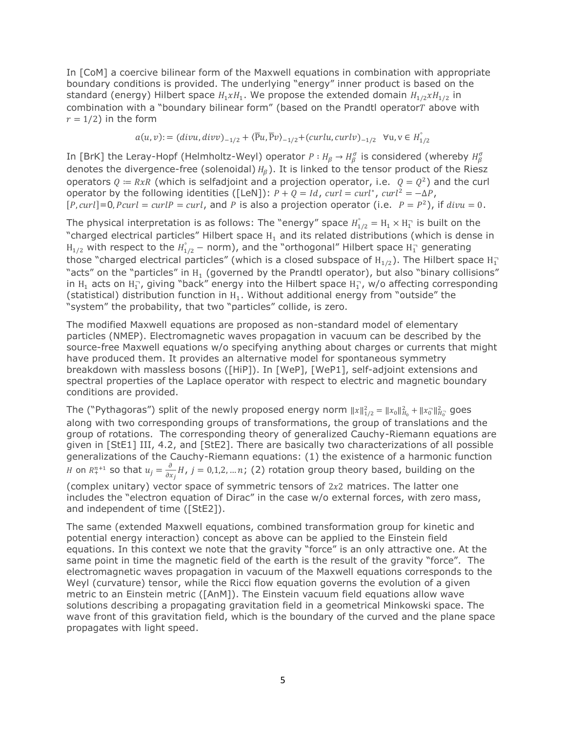In [CoM] a coercive bilinear form of the Maxwell equations in combination with appropriate boundary conditions is provided. The underlying "energy" inner product is based on the standard (energy) Hilbert space $H_1 x H_1$. We propose the extended domain $H_{1/2} x H_{1/2}$ in combination with a "boundary bilinear form" (based on the Prandtl operator $T$ above with $r = 1/2$) in the form

$$a(u,v) := (divu, divv)_{-1/2} + \langle \overline{P}u, \overline{P}v \rangle_{-1/2} + (curlu, curlv)_{-1/2} \quad \forall u, v \in \mathring{H}_{1/2}$$

In [BrK] the Leray-Hopf (Helmholtz-Weyl) operator $P : H_\beta \to H_\beta^\sigma$ is considered (whereby $H_\beta^\sigma$ denotes the divergence-free (solenoidal) $H_\beta$). It is linked to the tensor product of the Riesz operators $Q := RxR$ (which is selfadjoint and a projection operator, i.e. $Q = Q^2$) and the curl operator by the following identities ([LeN]): $P + Q = Id$, $curl = curl^*$, $curl^2 = -\Delta P$, $[P, curl] = 0$, $Pcurl = curlP = curl$, and $P$ is also a projection operator (i.e. $P = P^2$), if $divu = 0$.

The physical interpretation is as follows: The "energy" space $\mathring{H}_{1/2} = H_1 \times H_1^\neg$ is built on the "charged electrical particles" Hilbert space $H_1$ and its related distributions (which is dense in $H_{1/2}$ with respect to the $\mathring{H}_{1/2}-$ norm), and the "orthogonal" Hilbert space $H_1^\neg$ generating those "charged electrical particles" (which is a closed subspace of $H_{1/2}$). The Hilbert space $H_1^\neg$ "acts" on the "particles" in $H_1$ (governed by the Prandtl operator), but also "binary collisions" in $H_1$ acts on $H_1^\neg$, giving "back" energy into the Hilbert space $H_1^\neg$, w/o affecting corresponding (statistical) distribution function in $H_1$. Without additional energy from "outside" the "system" the probability, that two "particles" collide, is zero.

The modified Maxwell equations are proposed as non-standard model of elementary particles (NMEP). Electromagnetic waves propagation in vacuum can be described by the source-free Maxwell equations w/o specifying anything about charges or currents that might have produced them. It provides an alternative model for spontaneous symmetry breakdown with massless bosons ([HiP]). In [WeP], [WeP1], self-adjoint extensions and spectral properties of the Laplace operator with respect to electric and magnetic boundary conditions are provided.

The ("Pythagoras") split of the newly proposed energy norm $\|x\|_{1/2}^2 = \|x_0\|_{H_0}^2 + \|x_0^\neg\|_{H_0^\neg}^2$ goes along with two corresponding groups of transformations, the group of translations and the group of rotations. The corresponding theory of generalized Cauchy-Riemann equations are given in [StE1] III, 4.2, and [StE2]. There are basically two characterizations of all possible generalizations of the Cauchy-Riemann equations: (1) the existence of a harmonic function $H$ on $R_+^{n+1}$ so that $u_j = \frac{\partial}{\partial x_j} H$, $j = 0,1,2,\dots n$; (2) rotation group theory based, building on the (complex unitary) vector space of symmetric tensors of $2x2$ matrices. The latter one includes the "electron equation of Dirac" in the case w/o external forces, with zero mass, and independent of time ([StE2]).

The same (extended Maxwell equations, combined transformation group for kinetic and potential energy interaction) concept as above can be applied to the Einstein field equations. In this context we note that the gravity "force" is an only attractive one. At the same point in time the magnetic field of the earth is the result of the gravity "force". The electromagnetic waves propagation in vacuum of the Maxwell equations corresponds to the Weyl (curvature) tensor, while the Ricci flow equation governs the evolution of a given metric to an Einstein metric ([AnM]). The Einstein vacuum field equations allow wave solutions describing a propagating gravitation field in a geometrical Minkowski space. The wave front of this gravitation field, which is the boundary of the curved and the plane space propagates with light speed.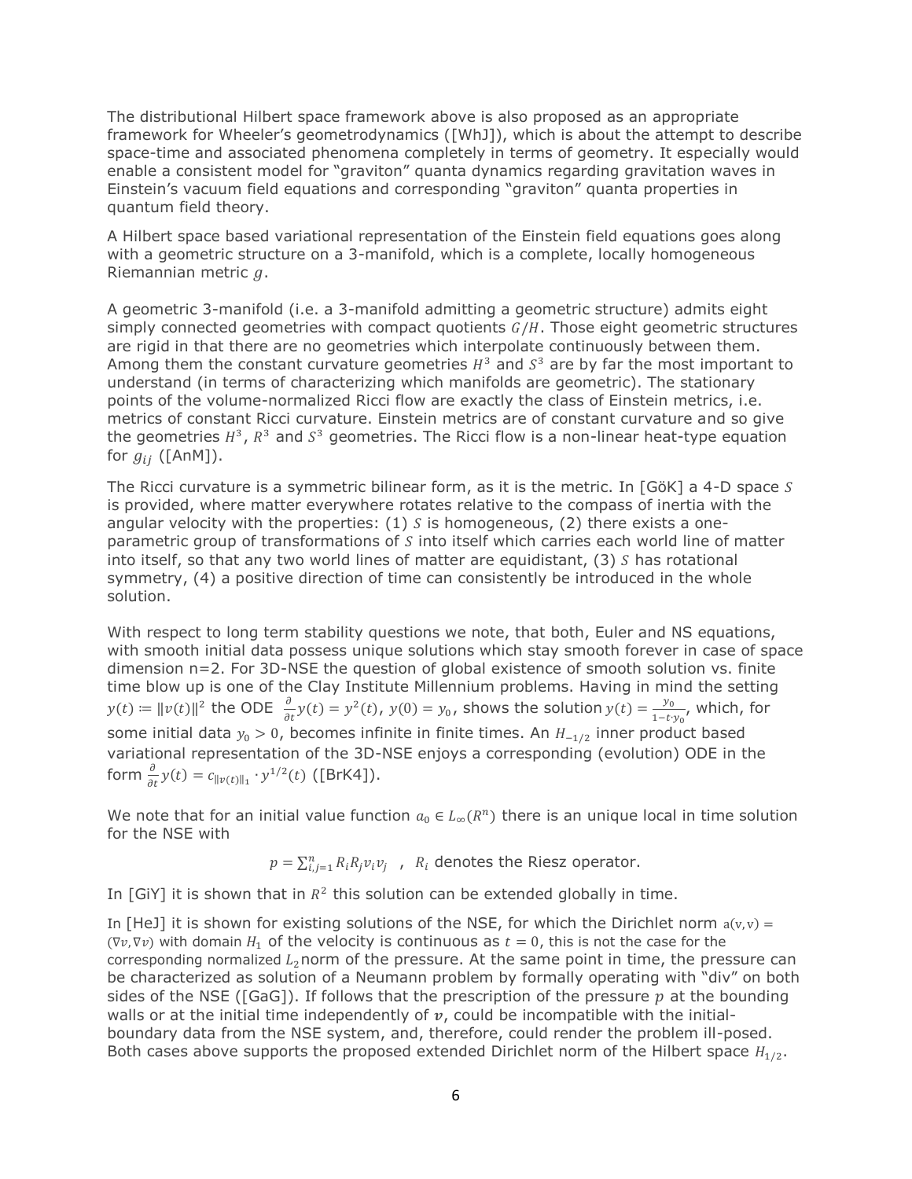The distributional Hilbert space framework above is also proposed as an appropriate framework for Wheeler's geometrodynamics ([WhJ]), which is about the attempt to describe space-time and associated phenomena completely in terms of geometry. It especially would enable a consistent model for "graviton" quanta dynamics regarding gravitation waves in Einstein's vacuum field equations and corresponding "graviton" quanta properties in quantum field theory.

A Hilbert space based variational representation of the Einstein field equations goes along with a geometric structure on a 3-manifold, which is a complete, locally homogeneous Riemannian metric $g$.

A geometric 3-manifold (i.e. a 3-manifold admitting a geometric structure) admits eight simply connected geometries with compact quotients $G/H$. Those eight geometric structures are rigid in that there are no geometries which interpolate continuously between them. Among them the constant curvature geometries $H^3$ and $S^3$ are by far the most important to understand (in terms of characterizing which manifolds are geometric). The stationary points of the volume-normalized Ricci flow are exactly the class of Einstein metrics, i.e. metrics of constant Ricci curvature. Einstein metrics are of constant curvature and so give the geometries $H^3$, $R^3$ and $S^3$ geometries. The Ricci flow is a non-linear heat-type equation for $g_{ij}$ ([AnM]).

The Ricci curvature is a symmetric bilinear form, as it is the metric. In [GöK] a 4-D space $S$ is provided, where matter everywhere rotates relative to the compass of inertia with the angular velocity with the properties: (1) $S$ is homogeneous, (2) there exists a one-parametric group of transformations of $S$ into itself which carries each world line of matter into itself, so that any two world lines of matter are equidistant, (3) $S$ has rotational symmetry, (4) a positive direction of time can consistently be introduced in the whole solution.

With respect to long term stability questions we note, that both, Euler and NS equations, with smooth initial data possess unique solutions which stay smooth forever in case of space dimension n=2. For 3D-NSE the question of global existence of smooth solution vs. finite time blow up is one of the Clay Institute Millennium problems. Having in mind the setting $y(t) := \|v(t)\|^2$ the ODE $\frac{\partial}{\partial t}y(t) = y^2(t)$, $y(0) = y_0$, shows the solution $y(t) = \frac{y_0}{1-t\cdot y_0}$, which, for some initial data $y_0 > 0$, becomes infinite in finite times. An $H_{-1/2}$ inner product based variational representation of the 3D-NSE enjoys a corresponding (evolution) ODE in the form $\frac{\partial}{\partial t}y(t) = c_{\|v(t)\|_1} \cdot y^{1/2}(t)$ ([BrK4]).

We note that for an initial value function $a_0 \in L_\infty(R^n)$ there is an unique local in time solution for the NSE with

$$p = \sum_{i,j=1}^{n} R_i R_j v_i v_j \quad , \quad R_i \text{ denotes the Riesz operator.}$$

In [GiY] it is shown that in $R^2$ this solution can be extended globally in time.

In [HeJ] it is shown for existing solutions of the NSE, for which the Dirichlet norm $a(v,v) = (\nabla v, \nabla v)$ with domain $H_1$ of the velocity is continuous as $t = 0$, this is not the case for the corresponding normalized $L_2$ norm of the pressure. At the same point in time, the pressure can be characterized as solution of a Neumann problem by formally operating with "div" on both sides of the NSE ([GaG]). If follows that the prescription of the pressure $p$ at the bounding walls or at the initial time independently of $v$, could be incompatible with the initial-boundary data from the NSE system, and, therefore, could render the problem ill-posed. Both cases above supports the proposed extended Dirichlet norm of the Hilbert space $H_{1/2}$.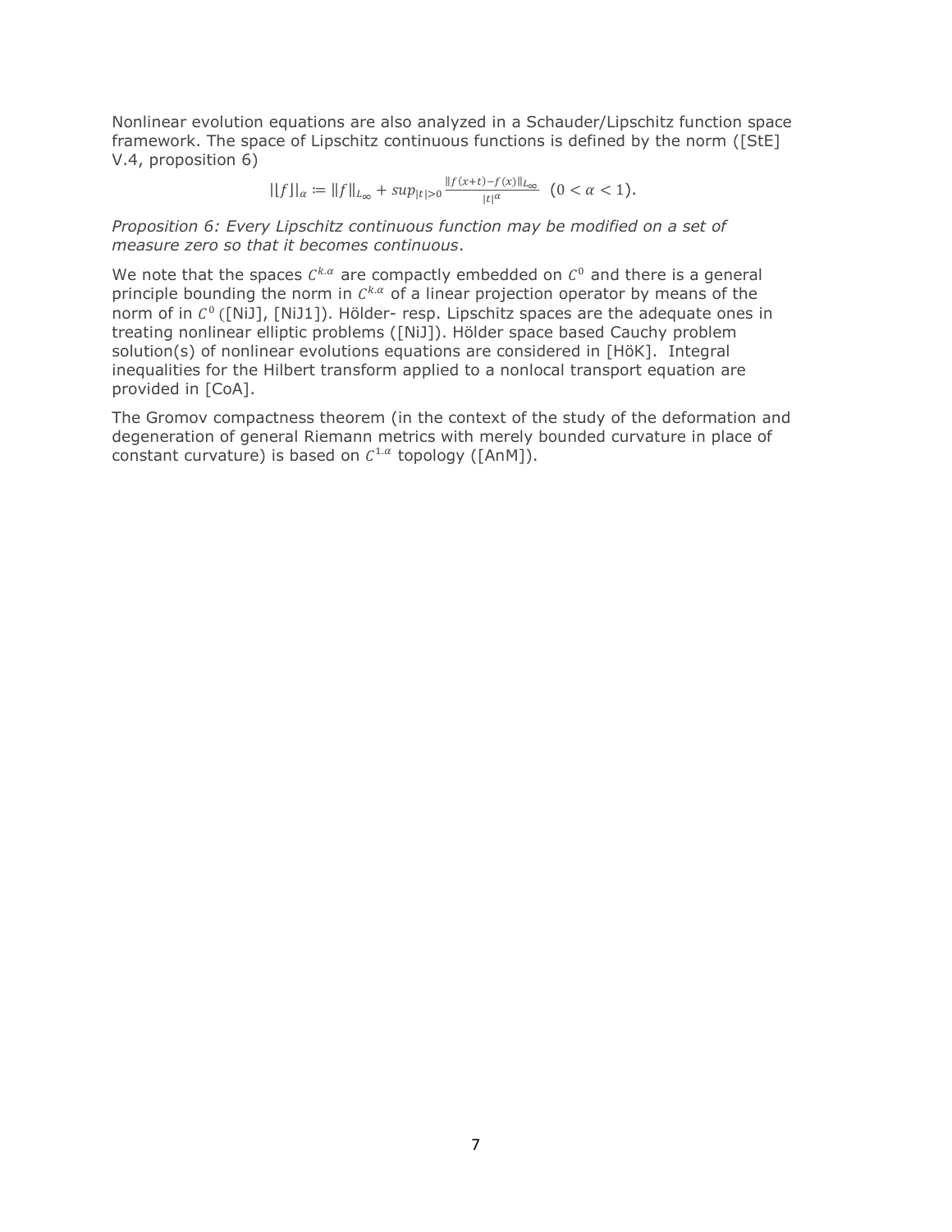Nonlinear evolution equations are also analyzed in a Schauder/Lipschitz function space framework. The space of Lipschitz continuous functions is defined by the norm ([StE] V.4, proposition 6)

$$||f||_{\alpha} := \|f\|_{L_{\infty}} + sup_{|t|>0} \frac{\|f(x+t)-f(x)\|_{L_{\infty}}}{|t|^{\alpha}} \quad (0 < \alpha < 1).$$

*Proposition 6: Every Lipschitz continuous function may be modified on a set of measure zero so that it becomes continuous*.

We note that the spaces $C^{k.\alpha}$ are compactly embedded on $C^0$ and there is a general principle bounding the norm in $C^{k.\alpha}$ of a linear projection operator by means of the norm of in $C^0$ ([NiJ], [NiJ1]). Hölder- resp. Lipschitz spaces are the adequate ones in treating nonlinear elliptic problems ([NiJ]). Hölder space based Cauchy problem solution(s) of nonlinear evolutions equations are considered in [HöK]. Integral inequalities for the Hilbert transform applied to a nonlocal transport equation are provided in [CoA].

The Gromov compactness theorem (in the context of the study of the deformation and degeneration of general Riemann metrics with merely bounded curvature in place of constant curvature) is based on $C^{1.\alpha}$ topology ([AnM]).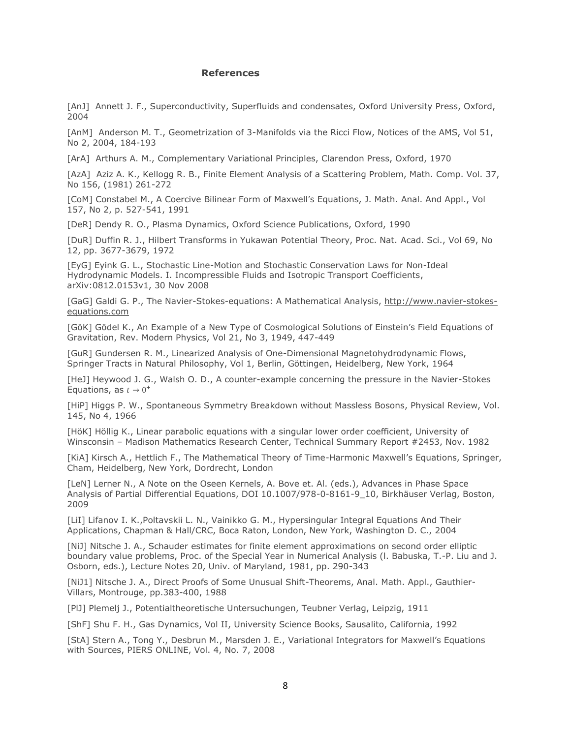# References

[AnJ] Annett J. F., Superconductivity, Superfluids and condensates, Oxford University Press, Oxford, 2004

[AnM] Anderson M. T., Geometrization of 3-Manifolds via the Ricci Flow, Notices of the AMS, Vol 51, No 2, 2004, 184-193

[ArA] Arthurs A. M., Complementary Variational Principles, Clarendon Press, Oxford, 1970

[AzA] Aziz A. K., Kellogg R. B., Finite Element Analysis of a Scattering Problem, Math. Comp. Vol. 37, No 156, (1981) 261-272

[CoM] Constabel M., A Coercive Bilinear Form of Maxwell's Equations, J. Math. Anal. And Appl., Vol 157, No 2, p. 527-541, 1991

[DeR] Dendy R. O., Plasma Dynamics, Oxford Science Publications, Oxford, 1990

[DuR] Duffin R. J., Hilbert Transforms in Yukawan Potential Theory, Proc. Nat. Acad. Sci., Vol 69, No 12, pp. 3677-3679, 1972

[EyG] Eyink G. L., Stochastic Line-Motion and Stochastic Conservation Laws for Non-Ideal Hydrodynamic Models. I. Incompressible Fluids and Isotropic Transport Coefficients, arXiv:0812.0153v1, 30 Nov 2008

[GaG] Galdi G. P., The Navier-Stokes-equations: A Mathematical Analysis, http://www.navier-stokes-equations.com

[GöK] Gödel K., An Example of a New Type of Cosmological Solutions of Einstein's Field Equations of Gravitation, Rev. Modern Physics, Vol 21, No 3, 1949, 447-449

[GuR] Gundersen R. M., Linearized Analysis of One-Dimensional Magnetohydrodynamic Flows, Springer Tracts in Natural Philosophy, Vol 1, Berlin, Göttingen, Heidelberg, New York, 1964

[HeJ] Heywood J. G., Walsh O. D., A counter-example concerning the pressure in the Navier-Stokes Equations, as $t \to 0^+$

[HiP] Higgs P. W., Spontaneous Symmetry Breakdown without Massless Bosons, Physical Review, Vol. 145, No 4, 1966

[HöK] Höllig K., Linear parabolic equations with a singular lower order coefficient, University of Winsconsin – Madison Mathematics Research Center, Technical Summary Report #2453, Nov. 1982

[KiA] Kirsch A., Hettlich F., The Mathematical Theory of Time-Harmonic Maxwell's Equations, Springer, Cham, Heidelberg, New York, Dordrecht, London

[LeN] Lerner N., A Note on the Oseen Kernels, A. Bove et. Al. (eds.), Advances in Phase Space Analysis of Partial Differential Equations, DOI 10.1007/978-0-8161-9_10, Birkhäuser Verlag, Boston, 2009

[LiI] Lifanov I. K.,Poltavskii L. N., Vainikko G. M., Hypersingular Integral Equations And Their Applications, Chapman & Hall/CRC, Boca Raton, London, New York, Washington D. C., 2004

[NiJ] Nitsche J. A., Schauder estimates for finite element approximations on second order elliptic boundary value problems, Proc. of the Special Year in Numerical Analysis (l. Babuska, T.-P. Liu and J. Osborn, eds.), Lecture Notes 20, Univ. of Maryland, 1981, pp. 290-343

[NiJ1] Nitsche J. A., Direct Proofs of Some Unusual Shift-Theorems, Anal. Math. Appl., Gauthier-Villars, Montrouge, pp.383-400, 1988

[PlJ] Plemelj J., Potentialtheoretische Untersuchungen, Teubner Verlag, Leipzig, 1911

[ShF] Shu F. H., Gas Dynamics, Vol II, University Science Books, Sausalito, California, 1992

[StA] Stern A., Tong Y., Desbrun M., Marsden J. E., Variational Integrators for Maxwell's Equations with Sources, PIERS ONLINE, Vol. 4, No. 7, 2008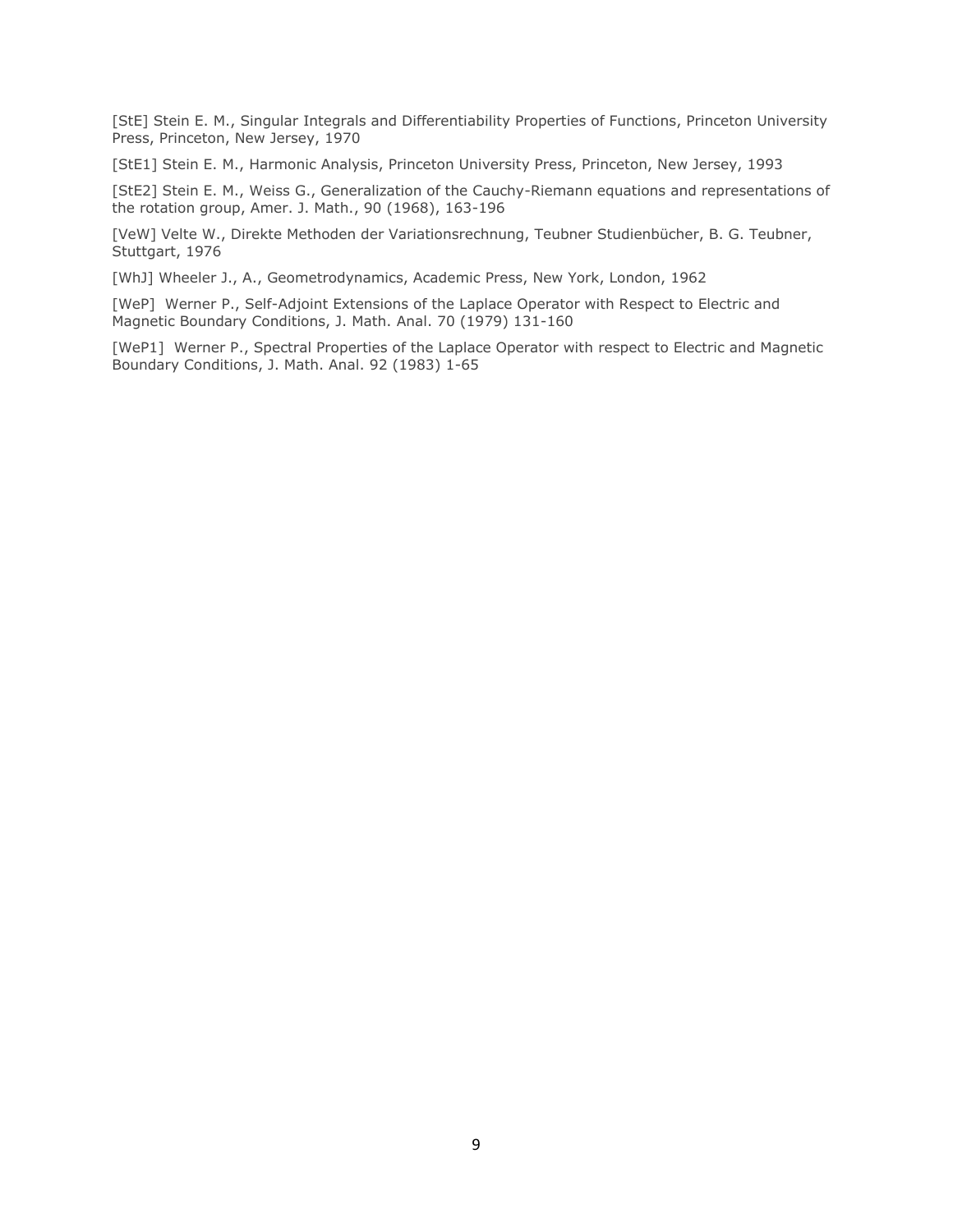[StE] Stein E. M., Singular Integrals and Differentiability Properties of Functions, Princeton University Press, Princeton, New Jersey, 1970

[StE1] Stein E. M., Harmonic Analysis, Princeton University Press, Princeton, New Jersey, 1993

[StE2] Stein E. M., Weiss G., Generalization of the Cauchy-Riemann equations and representations of the rotation group, Amer. J. Math., 90 (1968), 163-196

[VeW] Velte W., Direkte Methoden der Variationsrechnung, Teubner Studienbücher, B. G. Teubner, Stuttgart, 1976

[WhJ] Wheeler J., A., Geometrodynamics, Academic Press, New York, London, 1962

[WeP] Werner P., Self-Adjoint Extensions of the Laplace Operator with Respect to Electric and Magnetic Boundary Conditions, J. Math. Anal. 70 (1979) 131-160

[WeP1] Werner P., Spectral Properties of the Laplace Operator with respect to Electric and Magnetic Boundary Conditions, J. Math. Anal. 92 (1983) 1-65